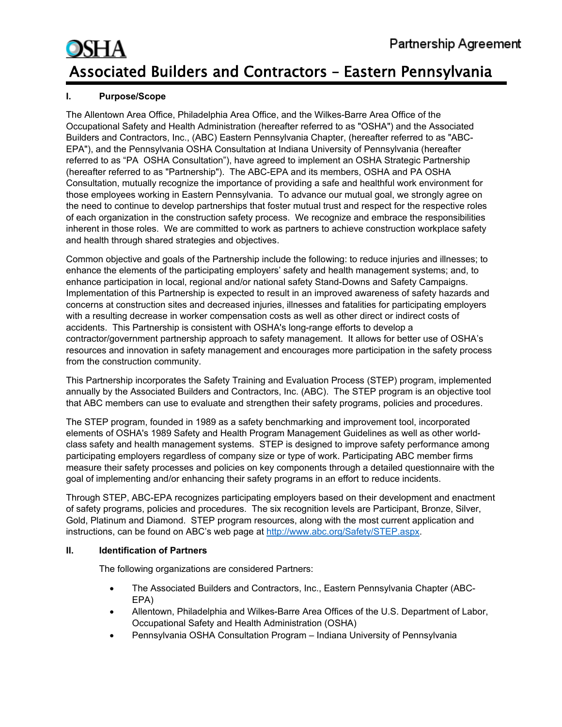OSHA

Partnership Agreement

# Associated Builders and Contractors – Eastern Pennsylvania

## I. Purpose/Scope

The Allentown Area Office, Philadelphia Area Office, and the Wilkes-Barre Area Office of the Occupational Safety and Health Administration (hereafter referred to as "OSHA") and the Associated Builders and Contractors, Inc., (ABC) Eastern Pennsylvania Chapter, (hereafter referred to as "ABC-EPA"), and the Pennsylvania OSHA Consultation at Indiana University of Pennsylvania (hereafter referred to as "PA OSHA Consultation"), have agreed to implement an OSHA Strategic Partnership (hereafter referred to as "Partnership"). The ABC-EPA and its members, OSHA and PA OSHA Consultation, mutually recognize the importance of providing a safe and healthful work environment for those employees working in Eastern Pennsylvania. To advance our mutual goal, we strongly agree on the need to continue to develop partnerships that foster mutual trust and respect for the respective roles of each organization in the construction safety process. We recognize and embrace the responsibilities inherent in those roles. We are committed to work as partners to achieve construction workplace safety and health through shared strategies and objectives.

Common objective and goals of the Partnership include the following: to reduce injuries and illnesses; to enhance the elements of the participating employers' safety and health management systems; and, to enhance participation in local, regional and/or national safety Stand-Downs and Safety Campaigns. Implementation of this Partnership is expected to result in an improved awareness of safety hazards and concerns at construction sites and decreased injuries, illnesses and fatalities for participating employers with a resulting decrease in worker compensation costs as well as other direct or indirect costs of accidents. This Partnership is consistent with OSHA's long-range efforts to develop a contractor/government partnership approach to safety management. It allows for better use of OSHA's resources and innovation in safety management and encourages more participation in the safety process from the construction community.

This Partnership incorporates the Safety Training and Evaluation Process (STEP) program, implemented annually by the Associated Builders and Contractors, Inc. (ABC). The STEP program is an objective tool that ABC members can use to evaluate and strengthen their safety programs, policies and procedures.

The STEP program, founded in 1989 as a safety benchmarking and improvement tool, incorporated elements of OSHA's 1989 Safety and Health Program Management Guidelines as well as other world-class safety and health management systems. STEP is designed to improve safety performance among participating employers regardless of company size or type of work. Participating ABC member firms measure their safety processes and policies on key components through a detailed questionnaire with the goal of implementing and/or enhancing their safety programs in an effort to reduce incidents.

Through STEP, ABC-EPA recognizes participating employers based on their development and enactment of safety programs, policies and procedures. The six recognition levels are Participant, Bronze, Silver, Gold, Platinum and Diamond. STEP program resources, along with the most current application and instructions, can be found on ABC's web page at http://www.abc.org/Safety/STEP.aspx.

## II. Identification of Partners

The following organizations are considered Partners:

- The Associated Builders and Contractors, Inc., Eastern Pennsylvania Chapter (ABC-EPA)
- Allentown, Philadelphia and Wilkes-Barre Area Offices of the U.S. Department of Labor, Occupational Safety and Health Administration (OSHA)
- Pennsylvania OSHA Consultation Program – Indiana University of Pennsylvania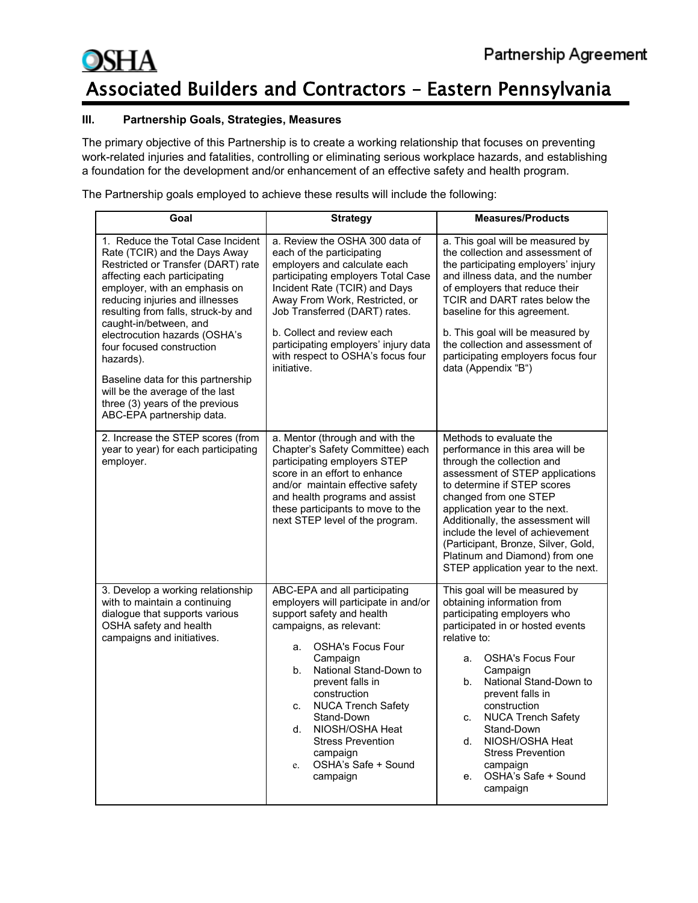# Associated Builders and Contractors – Eastern Pennsylvania

### III. Partnership Goals, Strategies, Measures

The primary objective of this Partnership is to create a working relationship that focuses on preventing work-related injuries and fatalities, controlling or eliminating serious workplace hazards, and establishing a foundation for the development and/or enhancement of an effective safety and health program.

The Partnership goals employed to achieve these results will include the following:

| Goal | Strategy | Measures/Products |
|---|---|---|
| 1. Reduce the Total Case Incident Rate (TCIR) and the Days Away Restricted or Transfer (DART) rate affecting each participating employer, with an emphasis on reducing injuries and illnesses resulting from falls, struck-by and caught-in/between, and electrocution hazards (OSHA's four focused construction hazards).<br><br>Baseline data for this partnership will be the average of the last three (3) years of the previous ABC-EPA partnership data. | a. Review the OSHA 300 data of each of the participating employers and calculate each participating employers Total Case Incident Rate (TCIR) and Days Away From Work, Restricted, or Job Transferred (DART) rates.<br><br>b. Collect and review each participating employers' injury data with respect to OSHA's focus four initiative. | a. This goal will be measured by the collection and assessment of the participating employers' injury and illness data, and the number of employers that reduce their TCIR and DART rates below the baseline for this agreement.<br><br>b. This goal will be measured by the collection and assessment of participating employers focus four data (Appendix "B") |
| 2. Increase the STEP scores (from year to year) for each participating employer. | a. Mentor (through and with the Chapter's Safety Committee) each participating employers STEP score in an effort to enhance and/or maintain effective safety and health programs and assist these participants to move to the next STEP level of the program. | Methods to evaluate the performance in this area will be through the collection and assessment of STEP applications to determine if STEP scores changed from one STEP application year to the next. Additionally, the assessment will include the level of achievement (Participant, Bronze, Silver, Gold, Platinum and Diamond) from one STEP application year to the next. |
| 3. Develop a working relationship with to maintain a continuing dialogue that supports various OSHA safety and health campaigns and initiatives. | ABC-EPA and all participating employers will participate in and/or support safety and health campaigns, as relevant:<br>a. OSHA's Focus Four Campaign<br>b. National Stand-Down to prevent falls in construction<br>c. NUCA Trench Safety Stand-Down<br>d. NIOSH/OSHA Heat Stress Prevention campaign<br>e. OSHA's Safe + Sound campaign | This goal will be measured by obtaining information from participating employers who participated in or hosted events relative to:<br>a. OSHA's Focus Four Campaign<br>b. National Stand-Down to prevent falls in construction<br>c. NUCA Trench Safety Stand-Down<br>d. NIOSH/OSHA Heat Stress Prevention campaign<br>e. OSHA's Safe + Sound campaign |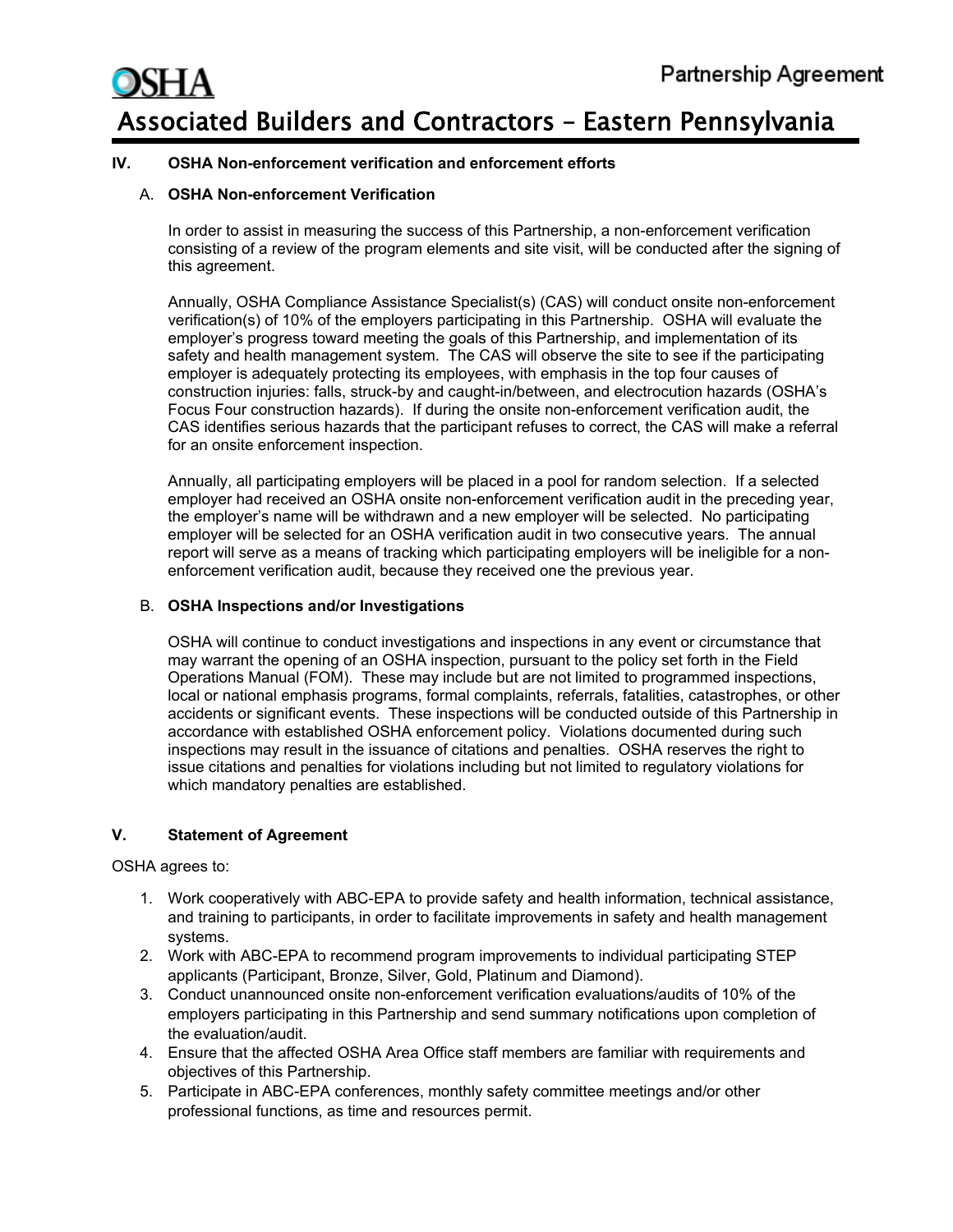## IV. OSHA Non-enforcement verification and enforcement efforts

### A. OSHA Non-enforcement Verification

In order to assist in measuring the success of this Partnership, a non-enforcement verification consisting of a review of the program elements and site visit, will be conducted after the signing of this agreement.

Annually, OSHA Compliance Assistance Specialist(s) (CAS) will conduct onsite non-enforcement verification(s) of 10% of the employers participating in this Partnership. OSHA will evaluate the employer's progress toward meeting the goals of this Partnership, and implementation of its safety and health management system. The CAS will observe the site to see if the participating employer is adequately protecting its employees, with emphasis in the top four causes of construction injuries: falls, struck-by and caught-in/between, and electrocution hazards (OSHA's Focus Four construction hazards). If during the onsite non-enforcement verification audit, the CAS identifies serious hazards that the participant refuses to correct, the CAS will make a referral for an onsite enforcement inspection.

Annually, all participating employers will be placed in a pool for random selection. If a selected employer had received an OSHA onsite non-enforcement verification audit in the preceding year, the employer's name will be withdrawn and a new employer will be selected. No participating employer will be selected for an OSHA verification audit in two consecutive years. The annual report will serve as a means of tracking which participating employers will be ineligible for a non-enforcement verification audit, because they received one the previous year.

### B. OSHA Inspections and/or Investigations

OSHA will continue to conduct investigations and inspections in any event or circumstance that may warrant the opening of an OSHA inspection, pursuant to the policy set forth in the Field Operations Manual (FOM). These may include but are not limited to programmed inspections, local or national emphasis programs, formal complaints, referrals, fatalities, catastrophes, or other accidents or significant events. These inspections will be conducted outside of this Partnership in accordance with established OSHA enforcement policy. Violations documented during such inspections may result in the issuance of citations and penalties. OSHA reserves the right to issue citations and penalties for violations including but not limited to regulatory violations for which mandatory penalties are established.

## V. Statement of Agreement

OSHA agrees to:

1. Work cooperatively with ABC-EPA to provide safety and health information, technical assistance, and training to participants, in order to facilitate improvements in safety and health management systems.
2. Work with ABC-EPA to recommend program improvements to individual participating STEP applicants (Participant, Bronze, Silver, Gold, Platinum and Diamond).
3. Conduct unannounced onsite non-enforcement verification evaluations/audits of 10% of the employers participating in this Partnership and send summary notifications upon completion of the evaluation/audit.
4. Ensure that the affected OSHA Area Office staff members are familiar with requirements and objectives of this Partnership.
5. Participate in ABC-EPA conferences, monthly safety committee meetings and/or other professional functions, as time and resources permit.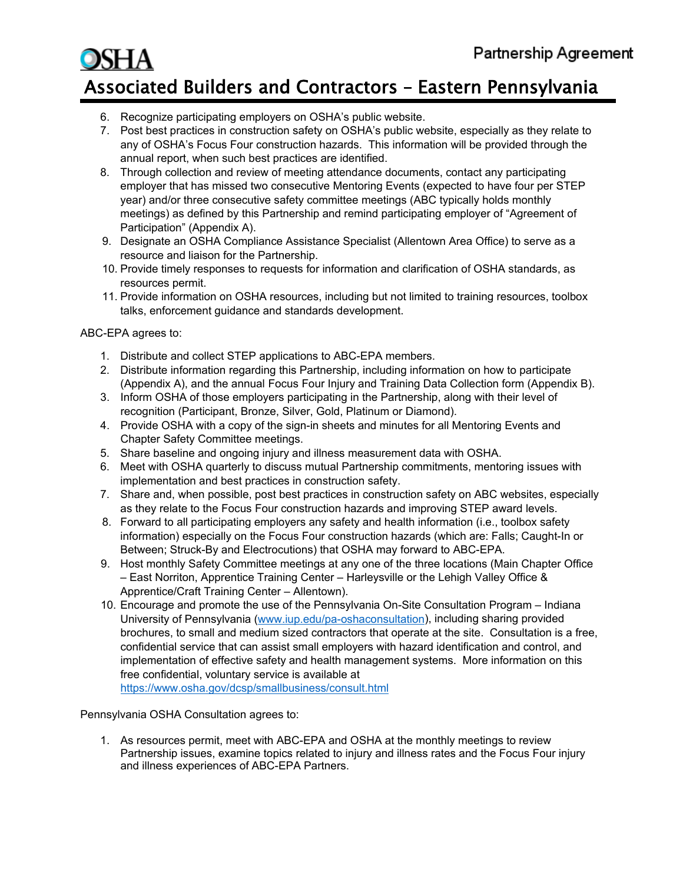6. Recognize participating employers on OSHA's public website.
7. Post best practices in construction safety on OSHA's public website, especially as they relate to any of OSHA's Focus Four construction hazards. This information will be provided through the annual report, when such best practices are identified.
8. Through collection and review of meeting attendance documents, contact any participating employer that has missed two consecutive Mentoring Events (expected to have four per STEP year) and/or three consecutive safety committee meetings (ABC typically holds monthly meetings) as defined by this Partnership and remind participating employer of "Agreement of Participation" (Appendix A).
9. Designate an OSHA Compliance Assistance Specialist (Allentown Area Office) to serve as a resource and liaison for the Partnership.
10. Provide timely responses to requests for information and clarification of OSHA standards, as resources permit.
11. Provide information on OSHA resources, including but not limited to training resources, toolbox talks, enforcement guidance and standards development.

ABC-EPA agrees to:

1. Distribute and collect STEP applications to ABC-EPA members.
2. Distribute information regarding this Partnership, including information on how to participate (Appendix A), and the annual Focus Four Injury and Training Data Collection form (Appendix B).
3. Inform OSHA of those employers participating in the Partnership, along with their level of recognition (Participant, Bronze, Silver, Gold, Platinum or Diamond).
4. Provide OSHA with a copy of the sign-in sheets and minutes for all Mentoring Events and Chapter Safety Committee meetings.
5. Share baseline and ongoing injury and illness measurement data with OSHA.
6. Meet with OSHA quarterly to discuss mutual Partnership commitments, mentoring issues with implementation and best practices in construction safety.
7. Share and, when possible, post best practices in construction safety on ABC websites, especially as they relate to the Focus Four construction hazards and improving STEP award levels.
8. Forward to all participating employers any safety and health information (i.e., toolbox safety information) especially on the Focus Four construction hazards (which are: Falls; Caught-In or Between; Struck-By and Electrocutions) that OSHA may forward to ABC-EPA.
9. Host monthly Safety Committee meetings at any one of the three locations (Main Chapter Office – East Norriton, Apprentice Training Center – Harleysville or the Lehigh Valley Office & Apprentice/Craft Training Center – Allentown).
10. Encourage and promote the use of the Pennsylvania On-Site Consultation Program – Indiana University of Pennsylvania (www.iup.edu/pa-oshaconsultation), including sharing provided brochures, to small and medium sized contractors that operate at the site. Consultation is a free, confidential service that can assist small employers with hazard identification and control, and implementation of effective safety and health management systems. More information on this free confidential, voluntary service is available at https://www.osha.gov/dcsp/smallbusiness/consult.html

Pennsylvania OSHA Consultation agrees to:

1. As resources permit, meet with ABC-EPA and OSHA at the monthly meetings to review Partnership issues, examine topics related to injury and illness rates and the Focus Four injury and illness experiences of ABC-EPA Partners.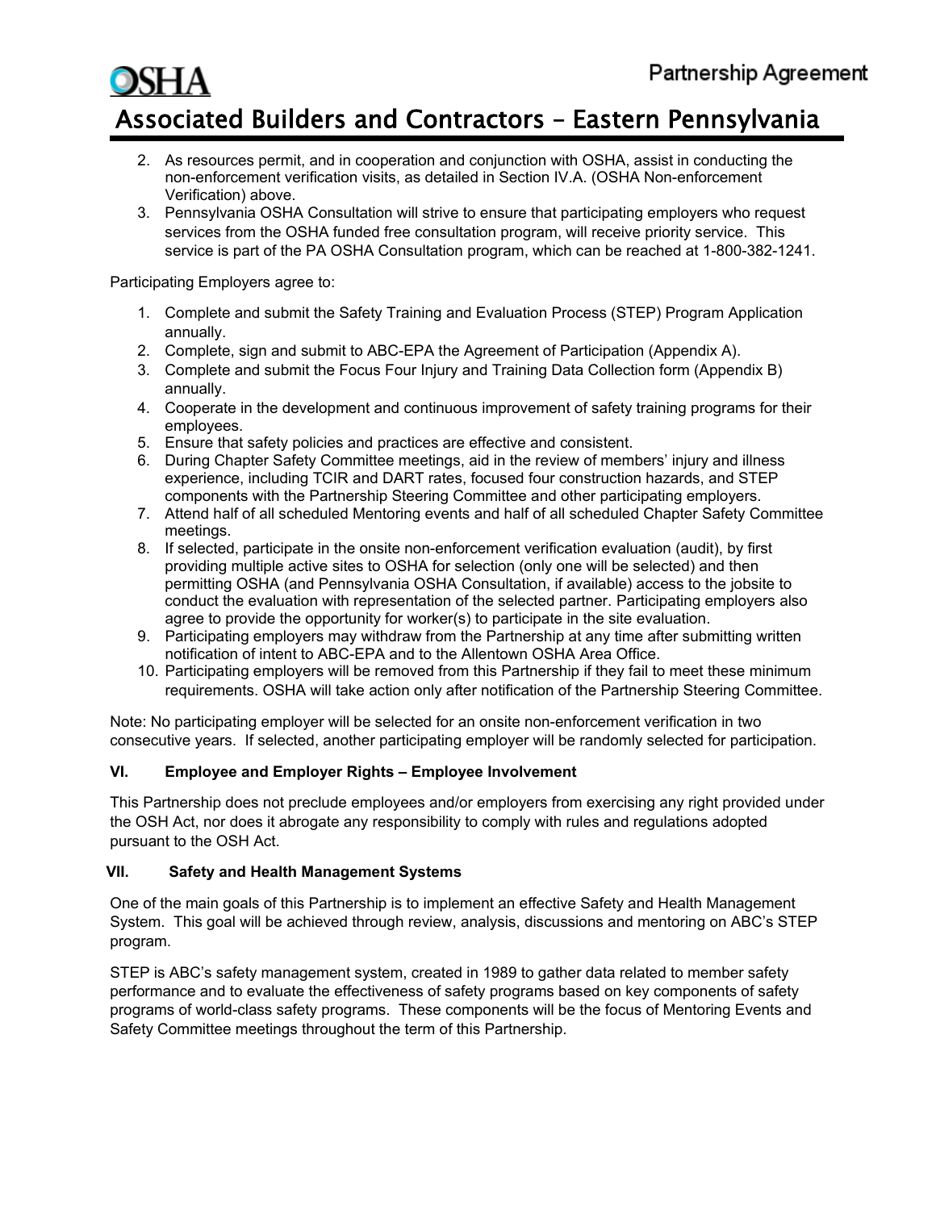2. As resources permit, and in cooperation and conjunction with OSHA, assist in conducting the non-enforcement verification visits, as detailed in Section IV.A. (OSHA Non-enforcement Verification) above.
3. Pennsylvania OSHA Consultation will strive to ensure that participating employers who request services from the OSHA funded free consultation program, will receive priority service. This service is part of the PA OSHA Consultation program, which can be reached at 1-800-382-1241.

Participating Employers agree to:

1. Complete and submit the Safety Training and Evaluation Process (STEP) Program Application annually.
2. Complete, sign and submit to ABC-EPA the Agreement of Participation (Appendix A).
3. Complete and submit the Focus Four Injury and Training Data Collection form (Appendix B) annually.
4. Cooperate in the development and continuous improvement of safety training programs for their employees.
5. Ensure that safety policies and practices are effective and consistent.
6. During Chapter Safety Committee meetings, aid in the review of members' injury and illness experience, including TCIR and DART rates, focused four construction hazards, and STEP components with the Partnership Steering Committee and other participating employers.
7. Attend half of all scheduled Mentoring events and half of all scheduled Chapter Safety Committee meetings.
8. If selected, participate in the onsite non-enforcement verification evaluation (audit), by first providing multiple active sites to OSHA for selection (only one will be selected) and then permitting OSHA (and Pennsylvania OSHA Consultation, if available) access to the jobsite to conduct the evaluation with representation of the selected partner. Participating employers also agree to provide the opportunity for worker(s) to participate in the site evaluation.
9. Participating employers may withdraw from the Partnership at any time after submitting written notification of intent to ABC-EPA and to the Allentown OSHA Area Office.
10. Participating employers will be removed from this Partnership if they fail to meet these minimum requirements. OSHA will take action only after notification of the Partnership Steering Committee.

Note: No participating employer will be selected for an onsite non-enforcement verification in two consecutive years. If selected, another participating employer will be randomly selected for participation.

## VI. Employee and Employer Rights – Employee Involvement

This Partnership does not preclude employees and/or employers from exercising any right provided under the OSH Act, nor does it abrogate any responsibility to comply with rules and regulations adopted pursuant to the OSH Act.

## VII. Safety and Health Management Systems

One of the main goals of this Partnership is to implement an effective Safety and Health Management System. This goal will be achieved through review, analysis, discussions and mentoring on ABC's STEP program.

STEP is ABC's safety management system, created in 1989 to gather data related to member safety performance and to evaluate the effectiveness of safety programs based on key components of safety programs of world-class safety programs. These components will be the focus of Mentoring Events and Safety Committee meetings throughout the term of this Partnership.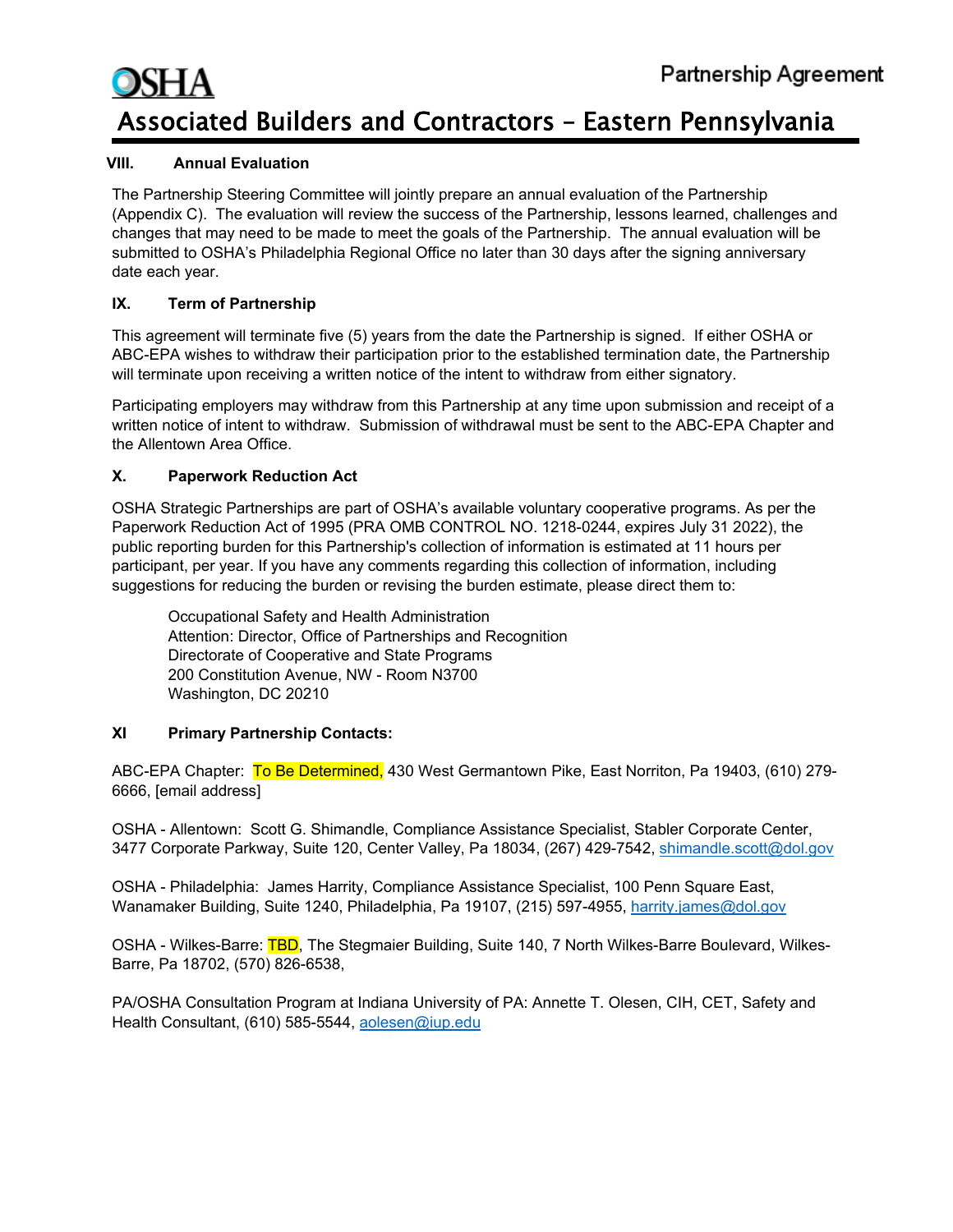### VIII. Annual Evaluation

The Partnership Steering Committee will jointly prepare an annual evaluation of the Partnership (Appendix C). The evaluation will review the success of the Partnership, lessons learned, challenges and changes that may need to be made to meet the goals of the Partnership. The annual evaluation will be submitted to OSHA's Philadelphia Regional Office no later than 30 days after the signing anniversary date each year.

### IX. Term of Partnership

This agreement will terminate five (5) years from the date the Partnership is signed. If either OSHA or ABC-EPA wishes to withdraw their participation prior to the established termination date, the Partnership will terminate upon receiving a written notice of the intent to withdraw from either signatory.

Participating employers may withdraw from this Partnership at any time upon submission and receipt of a written notice of intent to withdraw. Submission of withdrawal must be sent to the ABC-EPA Chapter and the Allentown Area Office.

### X. Paperwork Reduction Act

OSHA Strategic Partnerships are part of OSHA's available voluntary cooperative programs. As per the Paperwork Reduction Act of 1995 (PRA OMB CONTROL NO. 1218-0244, expires July 31 2022), the public reporting burden for this Partnership's collection of information is estimated at 11 hours per participant, per year. If you have any comments regarding this collection of information, including suggestions for reducing the burden or revising the burden estimate, please direct them to:

> Occupational Safety and Health Administration
> Attention: Director, Office of Partnerships and Recognition
> Directorate of Cooperative and State Programs
> 200 Constitution Avenue, NW - Room N3700
> Washington, DC 20210

### XI Primary Partnership Contacts:

ABC-EPA Chapter: To Be Determined, 430 West Germantown Pike, East Norriton, Pa 19403, (610) 279-6666, [email address]

OSHA - Allentown: Scott G. Shimandle, Compliance Assistance Specialist, Stabler Corporate Center, 3477 Corporate Parkway, Suite 120, Center Valley, Pa 18034, (267) 429-7542, shimandle.scott@dol.gov

OSHA - Philadelphia: James Harrity, Compliance Assistance Specialist, 100 Penn Square East, Wanamaker Building, Suite 1240, Philadelphia, Pa 19107, (215) 597-4955, harrity.james@dol.gov

OSHA - Wilkes-Barre: TBD, The Stegmaier Building, Suite 140, 7 North Wilkes-Barre Boulevard, Wilkes-Barre, Pa 18702, (570) 826-6538,

PA/OSHA Consultation Program at Indiana University of PA: Annette T. Olesen, CIH, CET, Safety and Health Consultant, (610) 585-5544, aolesen@iup.edu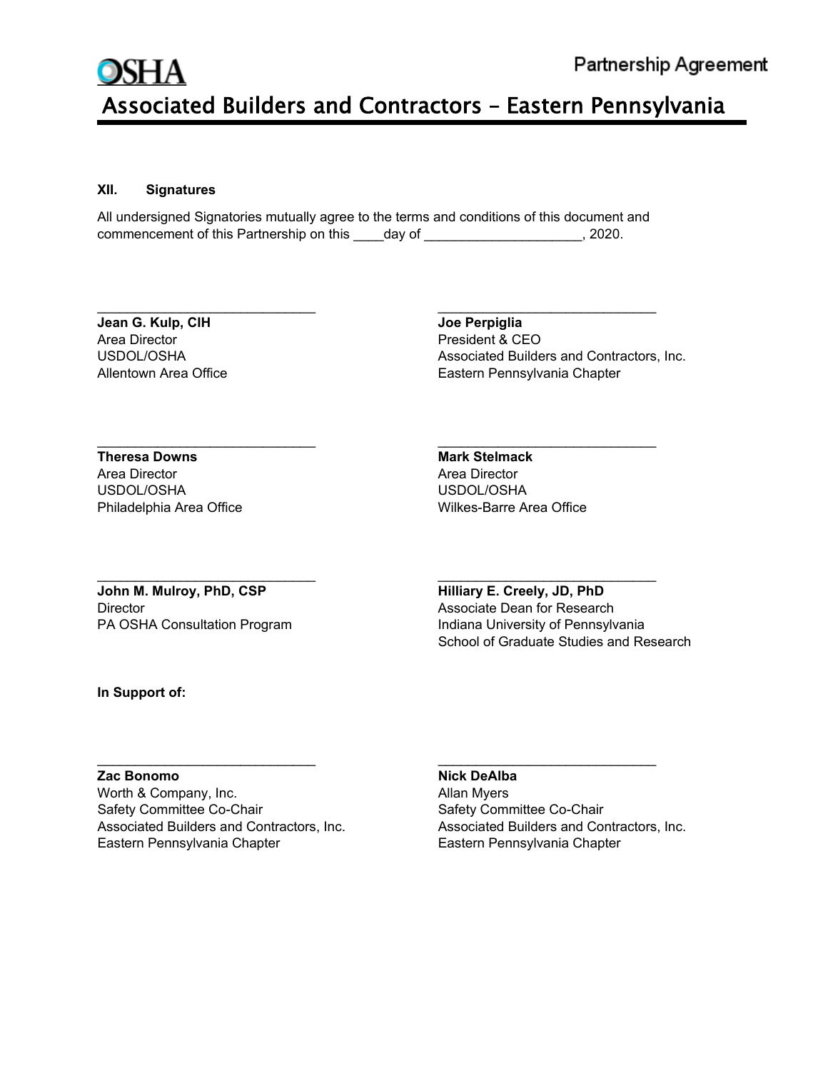### XII. Signatures

All undersigned Signatories mutually agree to the terms and conditions of this document and commencement of this Partnership on this ____day of ____________________, 2020.

______________________________
**Jean G. Kulp, CIH**
Area Director
USDOL/OSHA
Allentown Area Office

______________________________
**Joe Perpiglia**
President & CEO
Associated Builders and Contractors, Inc.
Eastern Pennsylvania Chapter

______________________________
**Theresa Downs**
Area Director
USDOL/OSHA
Philadelphia Area Office

______________________________
**Mark Stelmack**
Area Director
USDOL/OSHA
Wilkes-Barre Area Office

______________________________
**John M. Mulroy, PhD, CSP**
Director
PA OSHA Consultation Program

______________________________
**Hilliary E. Creely, JD, PhD**
Associate Dean for Research
Indiana University of Pennsylvania
School of Graduate Studies and Research

**In Support of:**

______________________________
**Zac Bonomo**
Worth & Company, Inc.
Safety Committee Co-Chair
Associated Builders and Contractors, Inc.
Eastern Pennsylvania Chapter

______________________________
**Nick DeAlba**
Allan Myers
Safety Committee Co-Chair
Associated Builders and Contractors, Inc.
Eastern Pennsylvania Chapter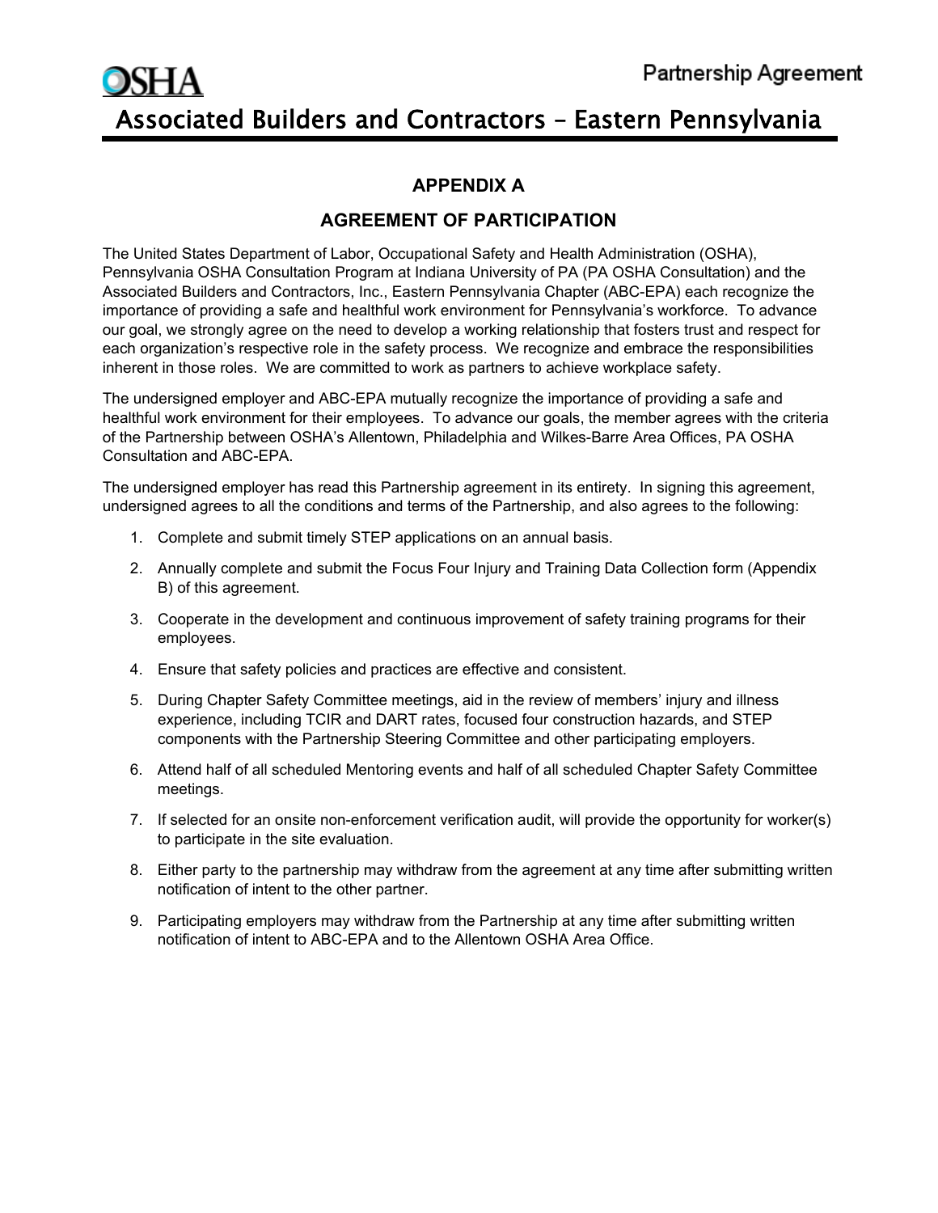## APPENDIX A

## AGREEMENT OF PARTICIPATION

The United States Department of Labor, Occupational Safety and Health Administration (OSHA), Pennsylvania OSHA Consultation Program at Indiana University of PA (PA OSHA Consultation) and the Associated Builders and Contractors, Inc., Eastern Pennsylvania Chapter (ABC-EPA) each recognize the importance of providing a safe and healthful work environment for Pennsylvania's workforce. To advance our goal, we strongly agree on the need to develop a working relationship that fosters trust and respect for each organization's respective role in the safety process. We recognize and embrace the responsibilities inherent in those roles. We are committed to work as partners to achieve workplace safety.

The undersigned employer and ABC-EPA mutually recognize the importance of providing a safe and healthful work environment for their employees. To advance our goals, the member agrees with the criteria of the Partnership between OSHA's Allentown, Philadelphia and Wilkes-Barre Area Offices, PA OSHA Consultation and ABC-EPA.

The undersigned employer has read this Partnership agreement in its entirety. In signing this agreement, undersigned agrees to all the conditions and terms of the Partnership, and also agrees to the following:

1. Complete and submit timely STEP applications on an annual basis.
2. Annually complete and submit the Focus Four Injury and Training Data Collection form (Appendix B) of this agreement.
3. Cooperate in the development and continuous improvement of safety training programs for their employees.
4. Ensure that safety policies and practices are effective and consistent.
5. During Chapter Safety Committee meetings, aid in the review of members' injury and illness experience, including TCIR and DART rates, focused four construction hazards, and STEP components with the Partnership Steering Committee and other participating employers.
6. Attend half of all scheduled Mentoring events and half of all scheduled Chapter Safety Committee meetings.
7. If selected for an onsite non-enforcement verification audit, will provide the opportunity for worker(s) to participate in the site evaluation.
8. Either party to the partnership may withdraw from the agreement at any time after submitting written notification of intent to the other partner.
9. Participating employers may withdraw from the Partnership at any time after submitting written notification of intent to ABC-EPA and to the Allentown OSHA Area Office.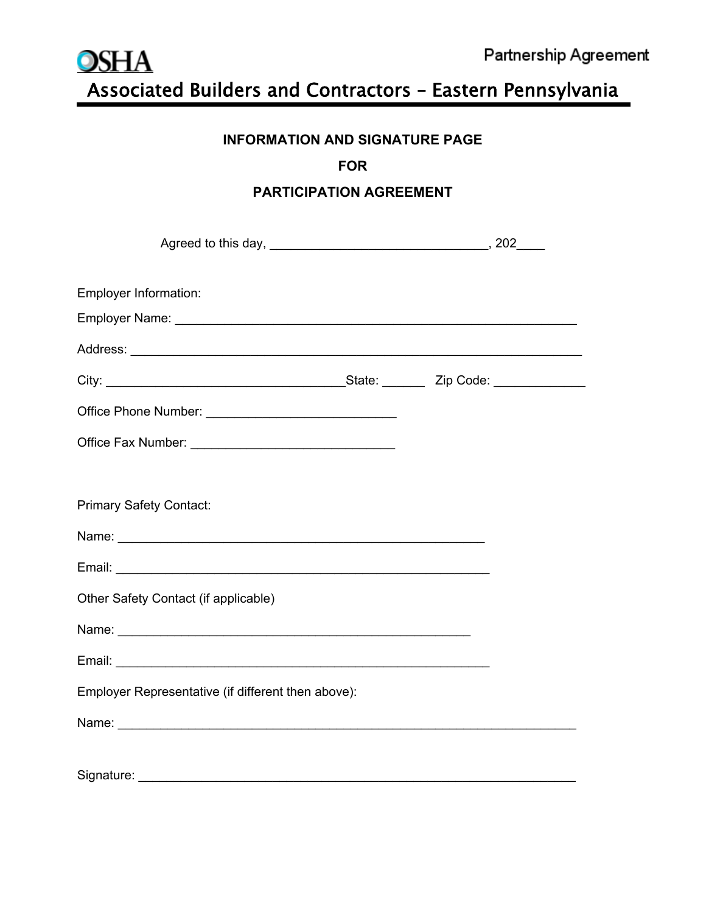# Associated Builders and Contractors – Eastern Pennsylvania

## INFORMATION AND SIGNATURE PAGE

## FOR

## PARTICIPATION AGREEMENT

Agreed to this day, ______________________________, 202____

Employer Information:

Employer Name: ____________________________________________________________

Address: ________________________________________________________________

City: ________________________________State: ______ Zip Code: ____________

Office Phone Number: __________________________

Office Fax Number: ____________________________

Primary Safety Contact:

Name: ___________________________________________________

Email: ___________________________________________________

Other Safety Contact (if applicable)

Name: ________________________________________________

Email: ___________________________________________________

Employer Representative (if different then above):

Name: ____________________________________________________________

Signature: ________________________________________________________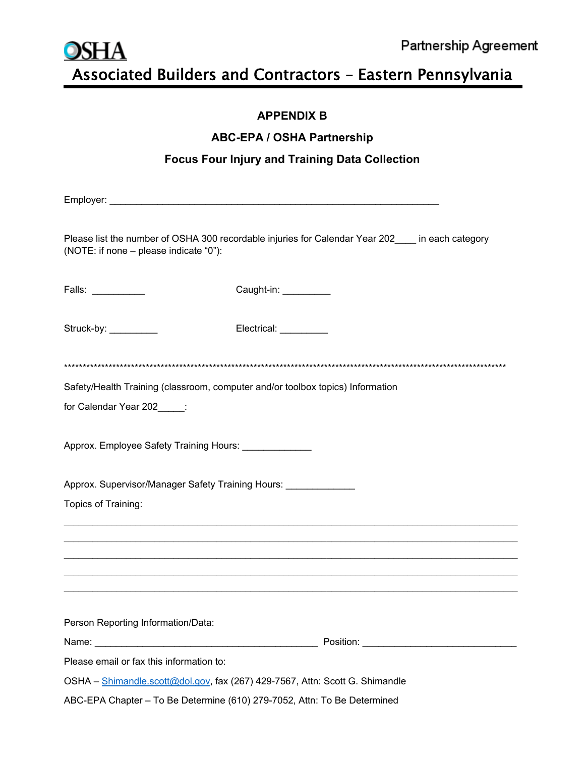# APPENDIX B

## ABC-EPA / OSHA Partnership

## Focus Four Injury and Training Data Collection

Employer: _______________________________________________________________

Please list the number of OSHA 300 recordable injuries for Calendar Year 202____ in each category (NOTE: if none – please indicate "0"):

Falls: __________ Caught-in: _________

Struck-by: _________ Electrical: _________

**************************************************************************************************************

Safety/Health Training (classroom, computer and/or toolbox topics) Information

for Calendar Year 202_____:

Approx. Employee Safety Training Hours: _____________

Approx. Supervisor/Manager Safety Training Hours: _____________

Topics of Training:

______________________________________________________________________________________

______________________________________________________________________________________

______________________________________________________________________________________

______________________________________________________________________________________

______________________________________________________________________________________

Person Reporting Information/Data:

Name: __________________________________________ Position: _____________________________

Please email or fax this information to:

OSHA – Shimandle.scott@dol.gov, fax (267) 429-7567, Attn: Scott G. Shimandle

ABC-EPA Chapter – To Be Determine (610) 279-7052, Attn: To Be Determined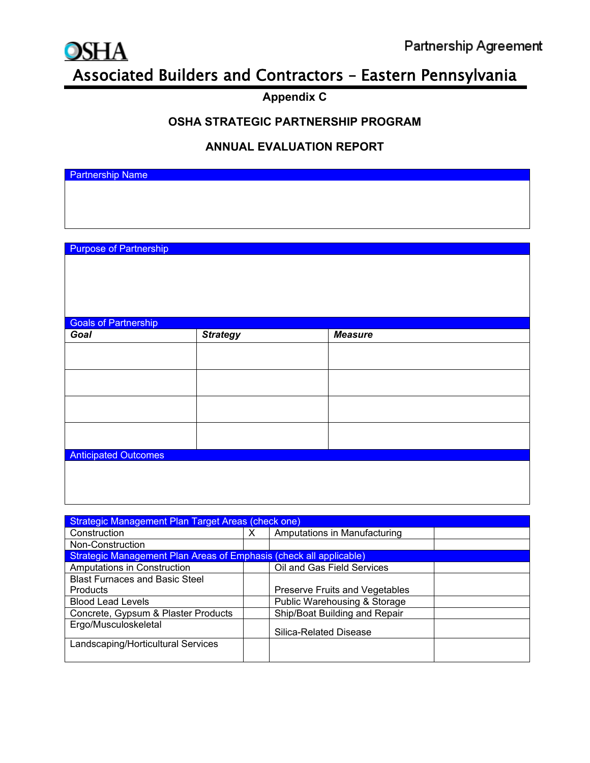# Associated Builders and Contractors – Eastern Pennsylvania

## Appendix C

## OSHA STRATEGIC PARTNERSHIP PROGRAM

## ANNUAL EVALUATION REPORT

| Partnership Name |
|---|
| |

| Purpose of Partnership |
|---|
| |

| Goals of Partnership | | |
|---|---|---|
| ***Goal*** | ***Strategy*** | ***Measure*** |
| | | |
| | | |
| | | |
| | | |

| Anticipated Outcomes |
|---|
| |

| Strategic Management Plan Target Areas (check one) | | | |
|---|---|---|---|
| Construction | X | Amputations in Manufacturing | |
| Non-Construction | | | |
| **Strategic Management Plan Areas of Emphasis (check all applicable)** | | | |
| Amputations in Construction | | Oil and Gas Field Services | |
| Blast Furnaces and Basic Steel Products | | Preserve Fruits and Vegetables | |
| Blood Lead Levels | | Public Warehousing & Storage | |
| Concrete, Gypsum & Plaster Products | | Ship/Boat Building and Repair | |
| Ergo/Musculoskeletal | | Silica-Related Disease | |
| Landscaping/Horticultural Services | | | |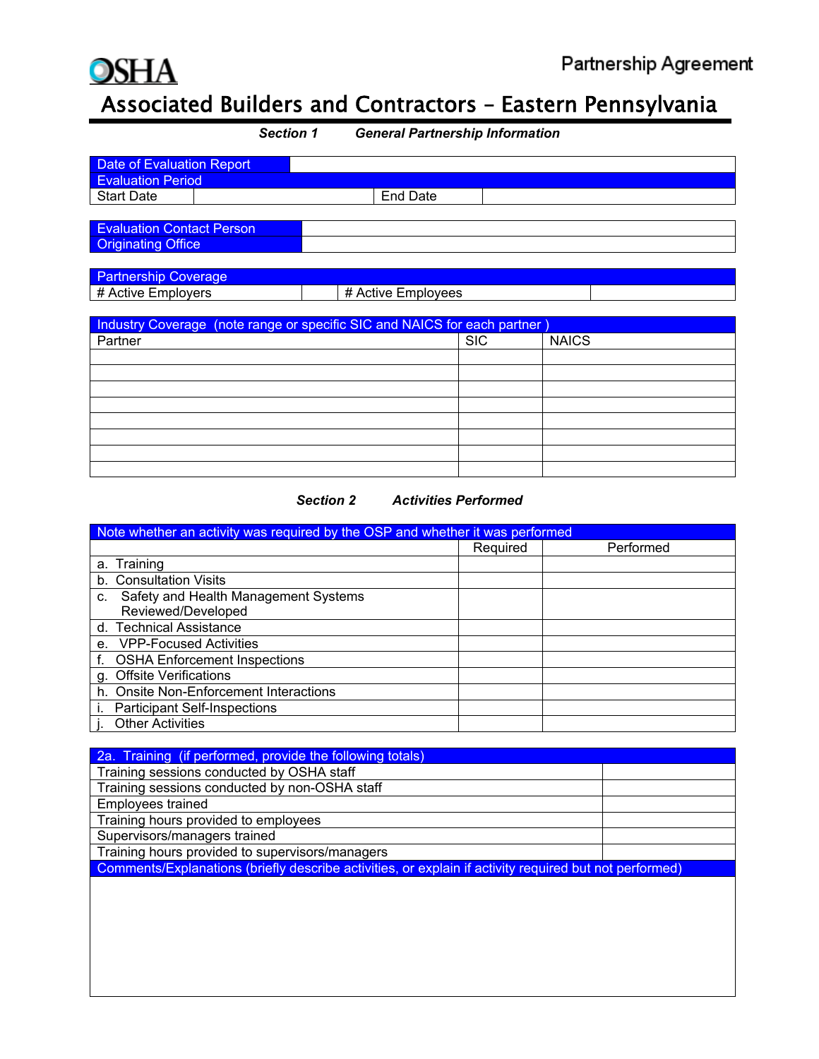OSHA

Partnership Agreement

# Associated Builders and Contractors – Eastern Pennsylvania

## *Section 1 General Partnership Information*

| Date of Evaluation Report | | | |
|---|---|---|---|
| Evaluation Period | | | |
| Start Date | | End Date | |

| Evaluation Contact Person | |
|---|---|
| Originating Office | |

| Partnership Coverage | | | |
|---|---|---|---|
| # Active Employers | | # Active Employees | |

| Industry Coverage (note range or specific SIC and NAICS for each partner ) | | |
|---|---|---|
| Partner | SIC | NAICS |
| | | |
| | | |
| | | |
| | | |
| | | |
| | | |
| | | |
| | | |

## *Section 2 Activities Performed*

| Note whether an activity was required by the OSP and whether it was performed | | |
|---|---|---|
| | Required | Performed |
| a. Training | | |
| b. Consultation Visits | | |
| c. Safety and Health Management Systems Reviewed/Developed | | |
| d. Technical Assistance | | |
| e. VPP-Focused Activities | | |
| f. OSHA Enforcement Inspections | | |
| g. Offsite Verifications | | |
| h. Onsite Non-Enforcement Interactions | | |
| i. Participant Self-Inspections | | |
| j. Other Activities | | |

| 2a. Training (if performed, provide the following totals) | |
|---|---|
| Training sessions conducted by OSHA staff | |
| Training sessions conducted by non-OSHA staff | |
| Employees trained | |
| Training hours provided to employees | |
| Supervisors/managers trained | |
| Training hours provided to supervisors/managers | |
| Comments/Explanations (briefly describe activities, or explain if activity required but not performed) | |
| | |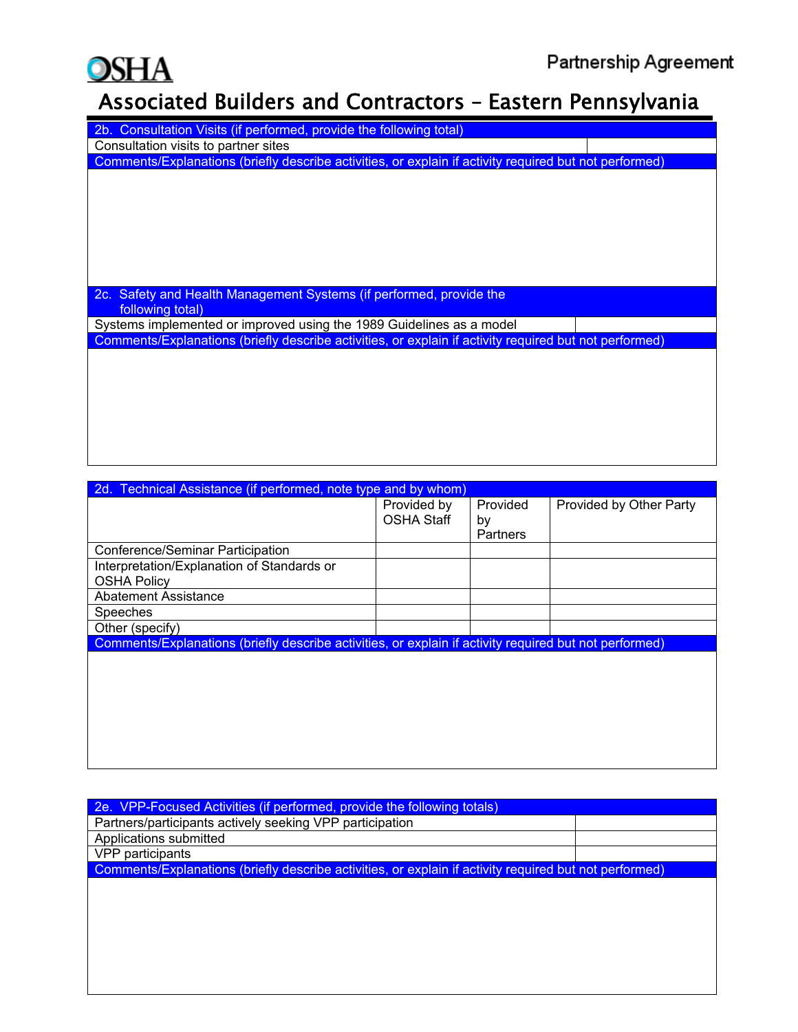# Associated Builders and Contractors – Eastern Pennsylvania

| 2b. Consultation Visits (if performed, provide the following total) | |
|---|---|
| Consultation visits to partner sites | |
| **Comments/Explanations (briefly describe activities, or explain if activity required but not performed)** | |
| | |

| 2c. Safety and Health Management Systems (if performed, provide the following total) | |
|---|---|
| Systems implemented or improved using the 1989 Guidelines as a model | |
| **Comments/Explanations (briefly describe activities, or explain if activity required but not performed)** | |
| | |

| 2d. Technical Assistance (if performed, note type and by whom) | | | |
|---|---|---|---|
| | Provided by OSHA Staff | Provided by Partners | Provided by Other Party |
| Conference/Seminar Participation | | | |
| Interpretation/Explanation of Standards or OSHA Policy | | | |
| Abatement Assistance | | | |
| Speeches | | | |
| Other (specify) | | | |
| **Comments/Explanations (briefly describe activities, or explain if activity required but not performed)** | | | |
| | | | |

| 2e. VPP-Focused Activities (if performed, provide the following totals) | |
|---|---|
| Partners/participants actively seeking VPP participation | |
| Applications submitted | |
| VPP participants | |
| **Comments/Explanations (briefly describe activities, or explain if activity required but not performed)** | |
| | |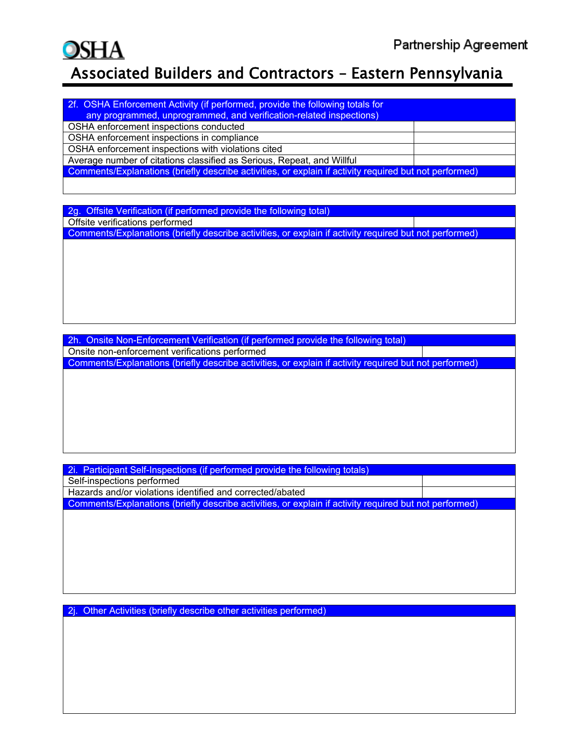# Associated Builders and Contractors – Eastern Pennsylvania

| 2f. OSHA Enforcement Activity (if performed, provide the following totals for any programmed, unprogrammed, and verification-related inspections) | |
| --- | --- |
| OSHA enforcement inspections conducted | |
| OSHA enforcement inspections in compliance | |
| OSHA enforcement inspections with violations cited | |
| Average number of citations classified as Serious, Repeat, and Willful | |
| Comments/Explanations (briefly describe activities, or explain if activity required but not performed) | |
| | |

| 2g. Offsite Verification (if performed provide the following total) | |
| --- | --- |
| Offsite verifications performed | |
| Comments/Explanations (briefly describe activities, or explain if activity required but not performed) | |
| | |

| 2h. Onsite Non-Enforcement Verification (if performed provide the following total) | |
| --- | --- |
| Onsite non-enforcement verifications performed | |
| Comments/Explanations (briefly describe activities, or explain if activity required but not performed) | |
| | |

| 2i. Participant Self-Inspections (if performed provide the following totals) | |
| --- | --- |
| Self-inspections performed | |
| Hazards and/or violations identified and corrected/abated | |
| Comments/Explanations (briefly describe activities, or explain if activity required but not performed) | |
| | |

| 2j. Other Activities (briefly describe other activities performed) |
| --- |
| |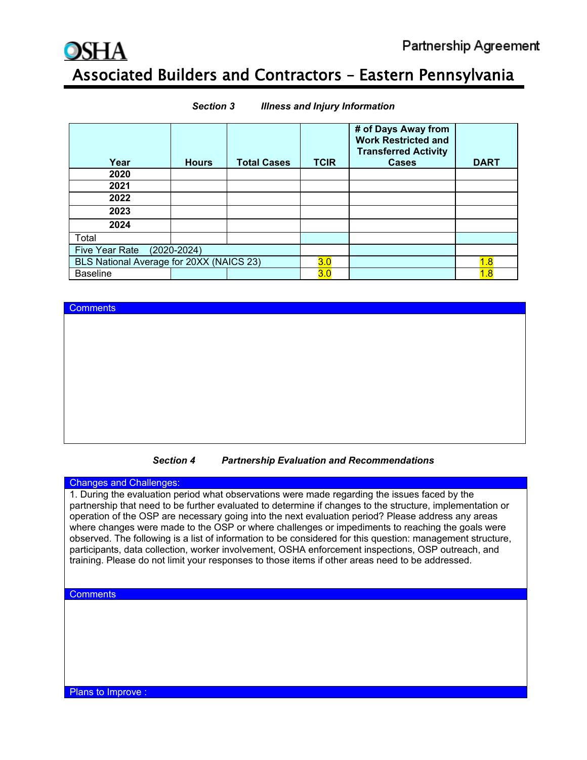# Associated Builders and Contractors – Eastern Pennsylvania

### *Section 3 Illness and Injury Information*

| Year | Hours | Total Cases | TCIR | # of Days Away from Work Restricted and Transferred Activity Cases | DART |
|---|---|---|---|---|---|
| 2020 | | | | | |
| 2021 | | | | | |
| 2022 | | | | | |
| 2023 | | | | | |
| 2024 | | | | | |
| Total | | | | | |
| Five Year Rate (2020-2024) | | | | | |
| BLS National Average for 20XX (NAICS 23) | | | 3.0 | | 1.8 |
| Baseline | | | 3.0 | | 1.8 |

**Comments**

### *Section 4 Partnership Evaluation and Recommendations*

**Changes and Challenges:**

1. During the evaluation period what observations were made regarding the issues faced by the partnership that need to be further evaluated to determine if changes to the structure, implementation or operation of the OSP are necessary going into the next evaluation period? Please address any areas where changes were made to the OSP or where challenges or impediments to reaching the goals were observed. The following is a list of information to be considered for this question: management structure, participants, data collection, worker involvement, OSHA enforcement inspections, OSP outreach, and training. Please do not limit your responses to those items if other areas need to be addressed.

**Comments**

**Plans to Improve :**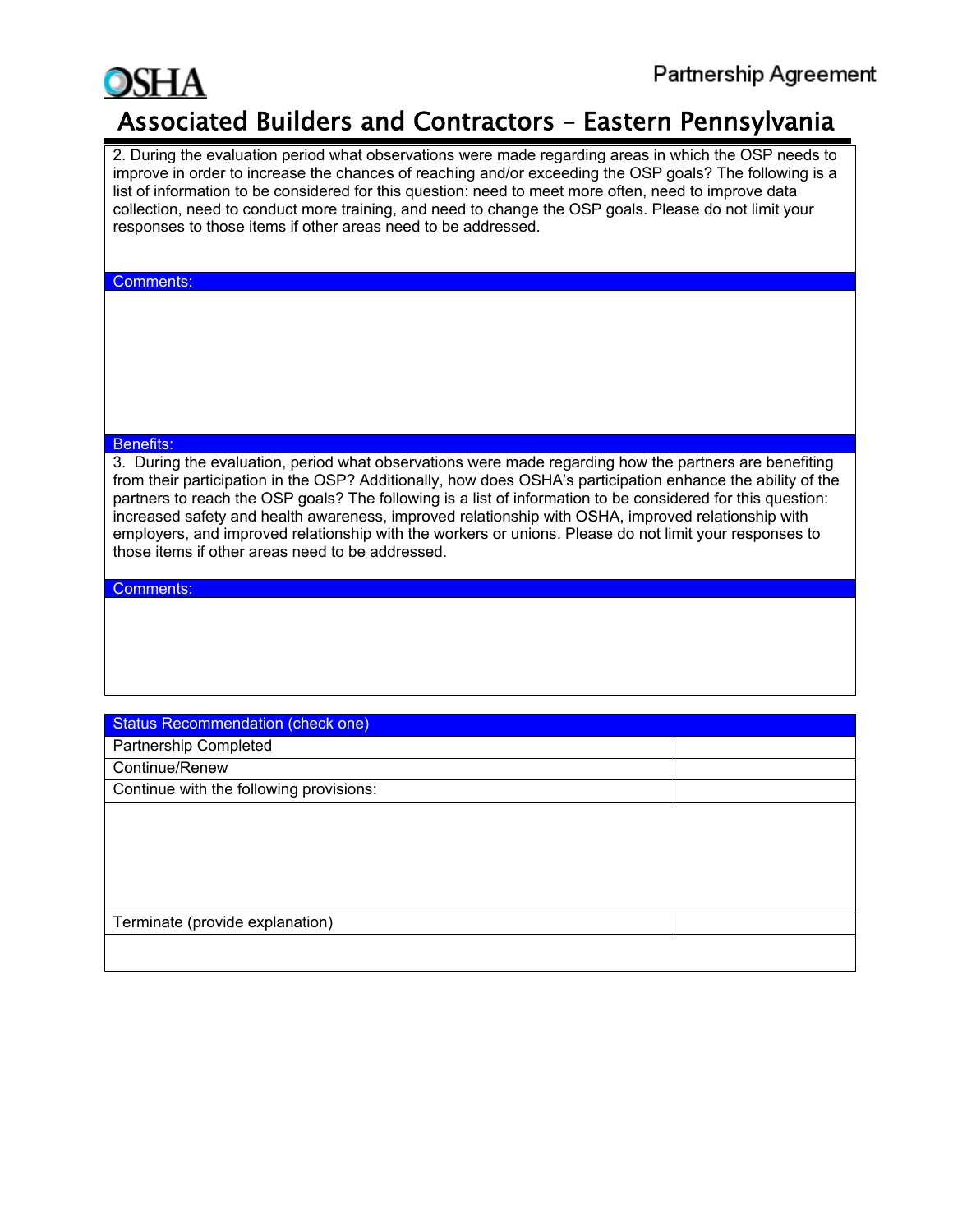2. During the evaluation period what observations were made regarding areas in which the OSP needs to improve in order to increase the chances of reaching and/or exceeding the OSP goals? The following is a list of information to be considered for this question: need to meet more often, need to improve data collection, need to conduct more training, and need to change the OSP goals. Please do not limit your responses to those items if other areas need to be addressed.

**Comments:**

**Benefits:**

3. During the evaluation, period what observations were made regarding how the partners are benefiting from their participation in the OSP? Additionally, how does OSHA's participation enhance the ability of the partners to reach the OSP goals? The following is a list of information to be considered for this question: increased safety and health awareness, improved relationship with OSHA, improved relationship with employers, and improved relationship with the workers or unions. Please do not limit your responses to those items if other areas need to be addressed.

**Comments:**

| Status Recommendation (check one) | |
|---|---|
| Partnership Completed | |
| Continue/Renew | |
| Continue with the following provisions: | |
| | |
| Terminate (provide explanation) | |
| | |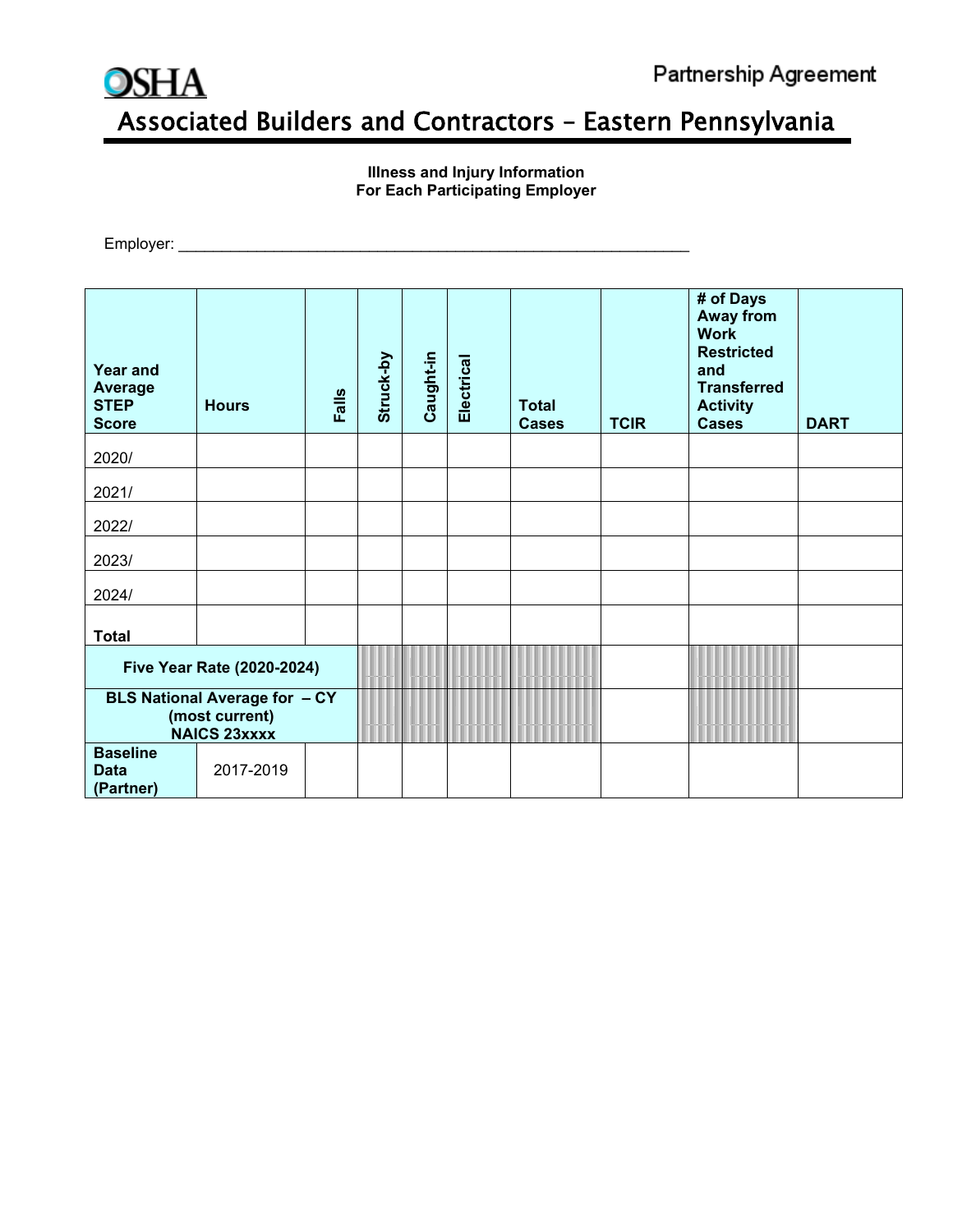# Associated Builders and Contractors – Eastern Pennsylvania

Partnership Agreement

**Illness and Injury Information**
**For Each Participating Employer**

Employer: ____________________________________________________________

| Year and Average STEP Score | Hours | Falls | Struck-by | Caught-in | Electrical | Total Cases | TCIR | # of Days Away from Work Restricted and Transferred Activity Cases | DART |
|---|---|---|---|---|---|---|---|---|---|
| 2020/ | | | | | | | | | |
| 2021/ | | | | | | | | | |
| 2022/ | | | | | | | | | |
| 2023/ | | | | | | | | | |
| 2024/ | | | | | | | | | |
| **Total** | | | | | | | | | |
| **Five Year Rate (2020-2024)** | | | | | | | | | |
| **BLS National Average for – CY (most current) NAICS 23xxxx** | | | | | | | | | |
| **Baseline Data (Partner)** | 2017-2019 | | | | | | | | |